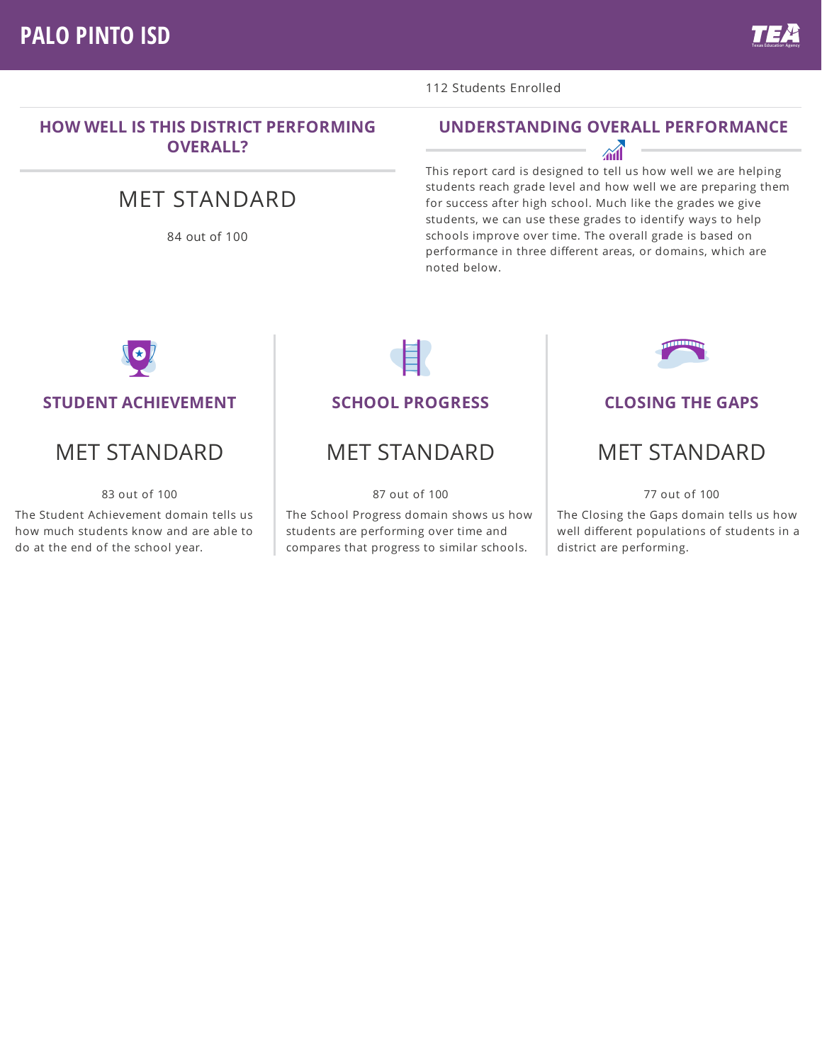# PALO PINTO ISD

112 Students Enrolled

## HOW WELL IS THIS DISTRICT PERFORMING OVERALL?

MET STANDARD

84 out of 100

## UNDERSTANDING OVERALL PERFORMANCE

This report card is designed to tell us how well we are helping students reach grade level and how well we are preparing them for success after high school. Much like the grades we give students, we can use these grades to identify ways to help schools improve over time. The overall grade is based on performance in three different areas, or domains, which are noted below.

### STUDENT ACHIEVEMENT

MET STANDARD

83 out of 100

The Student Achievement domain tells us how much students know and are able to do at the end of the school year.

### SCHOOL PROGRESS

MET STANDARD

87 out of 100

The School Progress domain shows us how students are performing over time and compares that progress to similar schools.

### CLOSING THE GAPS

MET STANDARD

77 out of 100

The Closing the Gaps domain tells us how well different populations of students in a district are performing.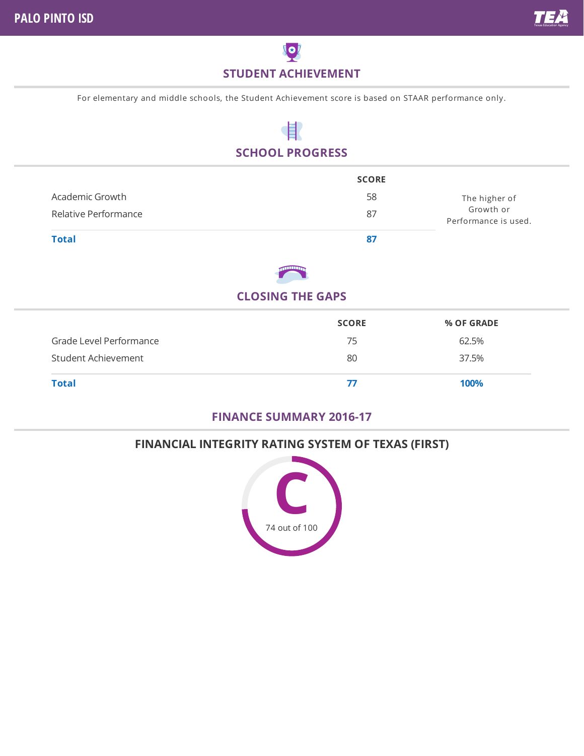## STUDENT ACHIEVEMENT

For elementary and middle schools, the Student Achievement score is based on STAAR performance only.

## SCHOOL PROGRESS

| | SCORE | |
|---|---|---|
| Academic Growth | 58 | The higher of Growth or Performance is used. |
| Relative Performance | 87 | |
| **Total** | **87** | |

## CLOSING THE GAPS

| | SCORE | % OF GRADE |
|---|---|---|
| Grade Level Performance | 75 | 62.5% |
| Student Achievement | 80 | 37.5% |
| **Total** | **77** | **100%** |

## FINANCE SUMMARY 2016-17

### FINANCIAL INTEGRITY RATING SYSTEM OF TEXAS (FIRST)

C

74 out of 100